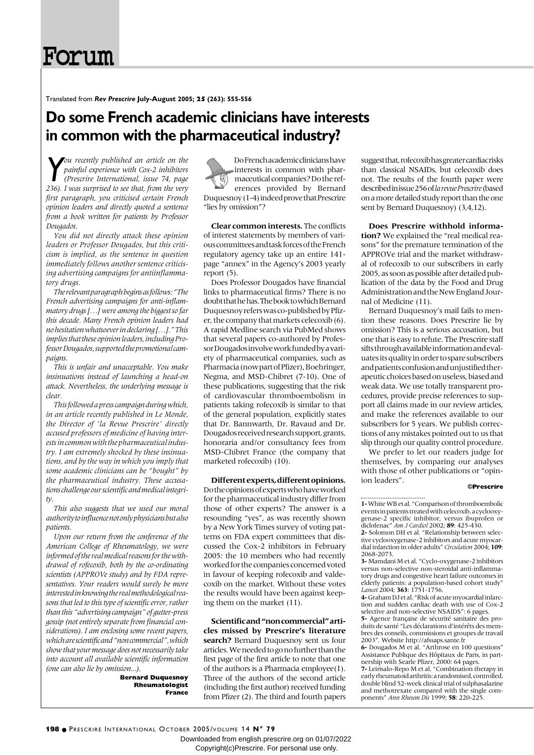Forum

Translated from ***Rev Prescrire* July-August 2005; 25 (263): 555-556**

# Do some French academic clinicians have interests in common with the pharmaceutical industry?

*You recently published an article on the painful experience with Cox-2 inhibitors (Prescrire International, issue 74, page 236). I was surprised to see that, from the very first paragraph, you criticised certain French opinion leaders and directly quoted a sentence from a book written for patients by Professor Dougados.*

*You did not directly attack these opinion leaders or Professor Dougados, but this criticism is implied, as the sentence in question immediately follows another sentence criticising advertising campaigns for antiinflammatory drugs.*

*The relevant paragraph begins as follows: "The French advertising campaigns for anti-inflammatory drugs […] were among the biggest so far this decade. Many French opinion leaders had no hesitation whatsoever in declaring […]." This implies that these opinion leaders, including Professor Dougados, supported the promotional campaigns.*

*This is unfair and unacceptable. You make insinuations instead of launching a head-on attack. Nevertheless, the underlying message is clear.*

*This followed a press campaign during which, in an article recently published in Le Monde, the Director of 'la Revue Prescrire' directly accused professors of medicine of having interests in common with the pharmaceutical industry. I am extremely shocked by these insinuations, and by the way in which you imply that some academic clinicians can be "bought" by the pharmaceutical industry. These accusations challenge our scientific and medical integrity.*

*This also suggests that we used our moral authority to influence not only physicians but also patients.*

*Upon our return from the conference of the American College of Rheumatology, we were informed of the real medical reasons for the withdrawal of rofecoxib, both by the co-ordinating scientists (APPROVe study) and by FDA representatives. Your readers would surely be more interested in knowing the real methodological reasons that led to this type of scientific error, rather than this "advertising campaign" of gutter-press gossip (not entirely separate from financial considerations). I am enclosing some recent papers, which are scientific and "non commercial", which show that your message does not necessarily take into account all available scientific information (one can also lie by omission...).*

**Bernard Duquesnoy**
**Rheumatologist**
**France**

Do French academic clinicians have interests in common with pharmaceutical companies? Do the references provided by Bernard Duquesnoy (1-4) indeed prove that Prescrire "lies by omission"?

**Clear common interests.** The conflicts of interest statements by members of various committees and task forces of the French regulatory agency take up an entire 141-page "annex" in the Agency's 2003 yearly report (5).

Does Professor Dougados have financial links to pharmaceutical firms? There is no doubt that he has. The book to which Bernard Duquesnoy refers was co-published by Pfizer, the company that markets celecoxib (6). A rapid Medline search via PubMed shows that several papers co-authored by Professor Dougados involve work funded by a variety of pharmaceutical companies, such as Pharmacia (now part of Pfizer), Boehringer, Negma, and MSD-Chibret (7-10). One of these publications, suggesting that the risk of cardiovascular thromboembolism in patients taking rofecoxib is similar to that of the general population, explicitly states that Dr. Bannwarth, Dr. Ravaud and Dr. Dougados received research support, grants, honoraria and/or consultancy fees from MSD-Chibret France (the company that marketed rofecoxib) (10).

**Different experts, different opinions.** Do the opinions of experts who have worked for the pharmaceutical industry differ from those of other experts? The answer is a resounding "yes", as was recently shown by a New York Times survey of voting patterns on FDA expert committees that discussed the Cox-2 inhibitors in February 2005: the 10 members who had recently worked for the companies concerned voted in favour of keeping rofecoxib and valdecoxib on the market. Without these votes the results would have been against keeping them on the market (11).

**Scientific and "non commercial" articles missed by Prescrire's literature search?** Bernard Duquesnoy sent us four articles. We needed to go no further than the first page of the first article to note that one of the authors is a Pharmacia employee(1). Three of the authors of the second article (including the first author) received funding from Pfizer (2). The third and fourth papers suggest that, rofecoxib has greater cardiac risks than classical NSAIDs, but celecoxib does not. The results of the fourth paper were described in issue 256 of *la revue Prescrire* (based on a more detailed study report than the one sent by Bernard Duquesnoy) (3,4,12).

**Does Prescrire withhold information?** We explained the "real medical reasons" for the premature termination of the APPROVe trial and the market withdrawal of rofecoxib to our subscribers in early 2005, as soon as possible after detailed publication of the data by the Food and Drug Administration and the New England Journal of Medicine (11).

Bernard Duquesnoy's mail fails to mention these reasons. Does Prescrire lie by omission? This is a serious accusation, but one that is easy to refute. The Prescrire staff sifts through available information and evaluates its quality in order to spare subscribers and patients confusion and unjustified therapeutic choices based on useless, biased and weak data. We use totally transparent procedures, provide precise references to support all claims made in our review articles, and make the references available to our subscribers for 5 years. We publish corrections of any mistakes pointed out to us that slip through our quality control procedure.

We prefer to let our readers judge for themselves, by comparing our analyses with those of other publications or "opinion leaders".

**©Prescrire**

1- White WB et al. "Comparison of thromboembolic events in patients treated with celecoxib, a cyclooxygenase-2 specific inhibitor, versus ibuprofen or diclofenac" *Am J Cardiol* 2002; **89**: 425-430.

2- Solomon DH et al. "Relationship between selective cyclooxygenase-2 inhibitors and acute myocardial infarction in older adults" *Circulation* 2004; **109**: 2068-2073.

3- Mamdani M et al. "Cyclo-oxygenase-2 inhibitors versus non-selective non-steroidal anti-inflammatory drugs and congestive heart failure outcomes in elderly patients: a population-based cohort study" *Lancet* 2004; **363**: 1751-1756.

4- Graham DJ et al. "Risk of acute myocardial infarction and sudden cardiac death with use of Cox-2 selective and non-selective NSAIDS": 6 pages.

5- Agence française de sécurité sanitaire des produits de santé "Les déclarations d'intérêts des membres des conseils, commissions et groupes de travail 2003". Website http://afssaps.sante.fr

6- Dougados M et al. "Arthrose en 100 questions" Assistance Publique des Hôpitaux de Paris, in partnership with Searle Pfizer, 2000: 64 pages.

7- Leirisalo-Repo M et al. "Combination therapy in early rheumatoid arthritis: a randomised, controlled, double blind 52-week clinical trial of sulphasalazine and methotrexate compared with the single components" *Ann Rheum Dis* 1999; **58**: 220-225.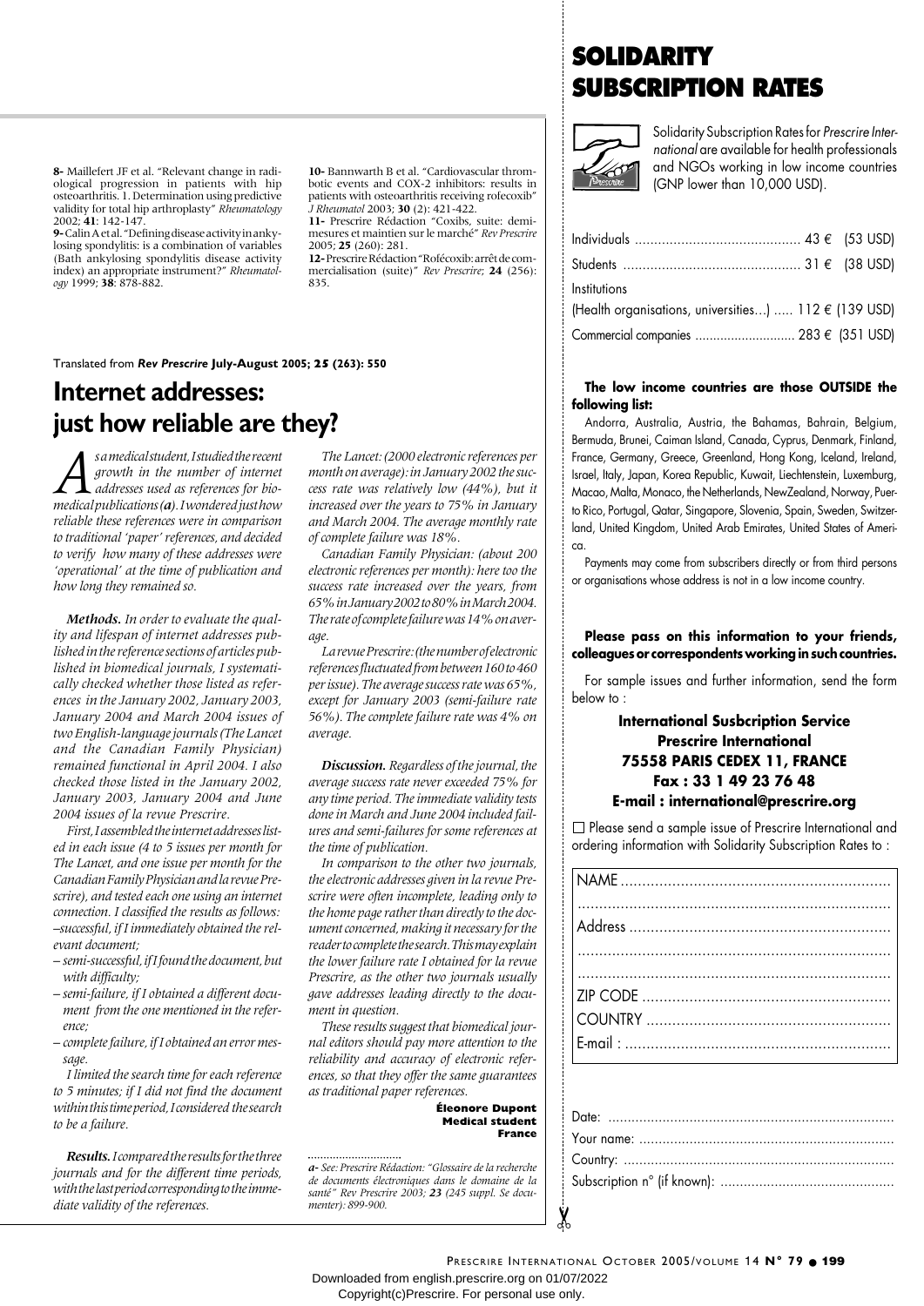**8-** Maillefert JF et al. "Relevant change in radiological progression in patients with hip osteoarthritis. 1. Determination using predictive validity for total hip arthroplasty" *Rheumatology* 2002; **41**: 142-147.

**9-** Calin A et al. "Defining disease activity in ankylosing spondylitis: is a combination of variables (Bath ankylosing spondylitis disease activity index) an appropriate instrument?" *Rheumatology* 1999; **38**: 878-882.

**10-** Bannwarth B et al. "Cardiovascular thrombotic events and COX-2 inhibitors: results in patients with osteoarthritis receiving rofecoxib" *J Rheumatol* 2003; **30** (2): 421-422.

**11-** Prescrire Rédaction "Coxibs, suite: demi-mesures et maintien sur le marché" *Rev Prescrire* 2005; **25** (260): 281.

**12-** Prescrire Rédaction "Rofécoxib: arrêt de commercialisation (suite)" *Rev Prescrire*; **24** (256): 835.

Translated from ***Rev Prescrire* July-August 2005; *25* (263): 550**

# Internet addresses: just how reliable are they?

*As a medical student, I studied the recent growth in the number of internet addresses used as references for biomedical publications **(a)**. I wondered just how reliable these references were in comparison to traditional 'paper' references, and decided to verify how many of these addresses were 'operational' at the time of publication and how long they remained so.*

***Methods.*** *In order to evaluate the quality and lifespan of internet addresses published in the reference sections of articles published in biomedical journals, I systematically checked whether those listed as references in the January 2002, January 2003, January 2004 and March 2004 issues of two English-language journals (The Lancet and the Canadian Family Physician) remained functional in April 2004. I also checked those listed in the January 2002, January 2003, January 2004 and June 2004 issues of la revue Prescrire.*

*First, I assembled the internet addresses listed in each issue (4 to 5 issues per month for The Lancet, and one issue per month for the Canadian Family Physician and la revue Prescrire), and tested each one using an internet connection. I classified the results as follows:*

- *successful, if I immediately obtained the relevant document;*
- *semi-successful, if I found the document, but with difficulty;*
- *semi-failure, if I obtained a different document from the one mentioned in the reference;*
- *complete failure, if I obtained an error message.*

*I limited the search time for each reference to 5 minutes; if I did not find the document within this time period, I considered the search to be a failure.*

***Results.*** *I compared the results for the three journals and for the different time periods, with the last period corresponding to the immediate validity of the references.*

*The Lancet: (2000 electronic references per month on average): in January 2002 the success rate was relatively low (44%), but it increased over the years to 75% in January and March 2004. The average monthly rate of complete failure was 18%.*

*Canadian Family Physician: (about 200 electronic references per month): here too the success rate increased over the years, from 65% in January 2002 to 80% in March 2004. The rate of complete failure was 14% on average.*

*La revue Prescrire: (the number of electronic references fluctuated from between 160 to 460 per issue). The average success rate was 65%, except for January 2003 (semi-failure rate 56%). The complete failure rate was 4% on average.*

***Discussion.*** *Regardless of the journal, the average success rate never exceeded 75% for any time period. The immediate validity tests done in March and June 2004 included failures and semi-failures for some references at the time of publication.*

*In comparison to the other two journals, the electronic addresses given in la revue Prescrire were often incomplete, leading only to the home page rather than directly to the document concerned, making it necessary for the reader to complete the search. This may explain the lower failure rate I obtained for la revue Prescrire, as the other two journals usually gave addresses leading directly to the document in question.*

*These results suggest that biomedical journal editors should pay more attention to the reliability and accuracy of electronic references, so that they offer the same guarantees as traditional paper references.*

**Éleonore Dupont**
**Medical student**
**France**

*a- See: Prescrire Rédaction: "Glossaire de la recherche de documents électroniques dans le domaine de la santé" Rev Prescrire 2003; **23** (245 suppl. Se documenter): 899-900.*

# SOLIDARITY SUBSCRIPTION RATES

Solidarity Subscription Rates for *Prescrire International* are available for health professionals and NGOs working in low income countries (GNP lower than 10,000 USD).

Individuals .......... 43 € (53 USD)
Students .......... 31 € (38 USD)
Institutions
(Health organisations, universities…) .......... 112 € (139 USD)
Commercial companies .......... 283 € (351 USD)

**The low income countries are those OUTSIDE the following list:**

Andorra, Australia, Austria, the Bahamas, Bahrain, Belgium, Bermuda, Brunei, Caiman Island, Canada, Cyprus, Denmark, Finland, France, Germany, Greece, Greenland, Hong Kong, Iceland, Ireland, Israel, Italy, Japan, Korea Republic, Kuwait, Liechtenstein, Luxemburg, Macao, Malta, Monaco, the Netherlands, NewZealand, Norway, Puerto Rico, Portugal, Qatar, Singapore, Slovenia, Spain, Sweden, Switzerland, United Kingdom, United Arab Emirates, United States of America.

Payments may come from subscribers directly or from third persons or organisations whose address is not in a low income country.

**Please pass on this information to your friends, colleagues or correspondents working in such countries.**

For sample issues and further information, send the form below to :

**International Susbcription Service**
**Prescrire International**
**75558 PARIS CEDEX 11, FRANCE**
**Fax : 33 1 49 23 76 48**
**E-mail : international@prescrire.org**

☐ Please send a sample issue of Prescrire International and ordering information with Solidarity Subscription Rates to :

NAME ..........
..........
Address ..........
..........
..........
ZIP CODE ..........
COUNTRY ..........
E-mail : ..........

Date: ..........
Your name: ..........
Country: ..........
Subscription n° (if known): ..........